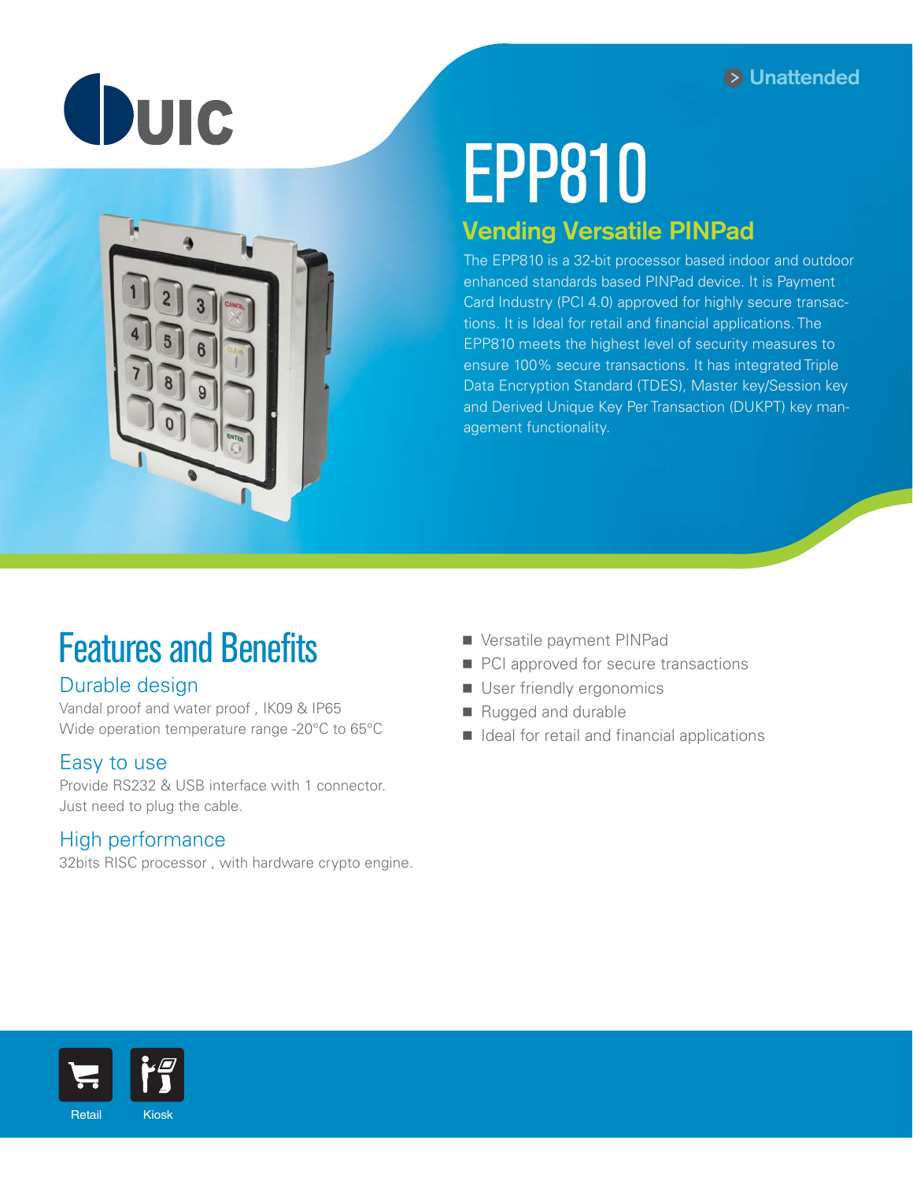UIC

Unattended

# EPP810

## Vending Versatile PINPad

The EPP810 is a 32-bit processor based indoor and outdoor enhanced standards based PINPad device. It is Payment Card Industry (PCI 4.0) approved for highly secure transactions. It is Ideal for retail and financial applications. The EPP810 meets the highest level of security measures to ensure 100% secure transactions. It has integrated Triple Data Encryption Standard (TDES), Master key/Session key and Derived Unique Key Per Transaction (DUKPT) key management functionality.

## Features and Benefits

### Durable design

Vandal proof and water proof , IK09 & IP65
Wide operation temperature range -20°C to 65°C

### Easy to use

Provide RS232 & USB interface with 1 connector.
Just need to plug the cable.

### High performance

32bits RISC processor , with hardware crypto engine.

- Versatile payment PINPad
- PCI approved for secure transactions
- User friendly ergonomics
- Rugged and durable
- Ideal for retail and financial applications

Retail

Kiosk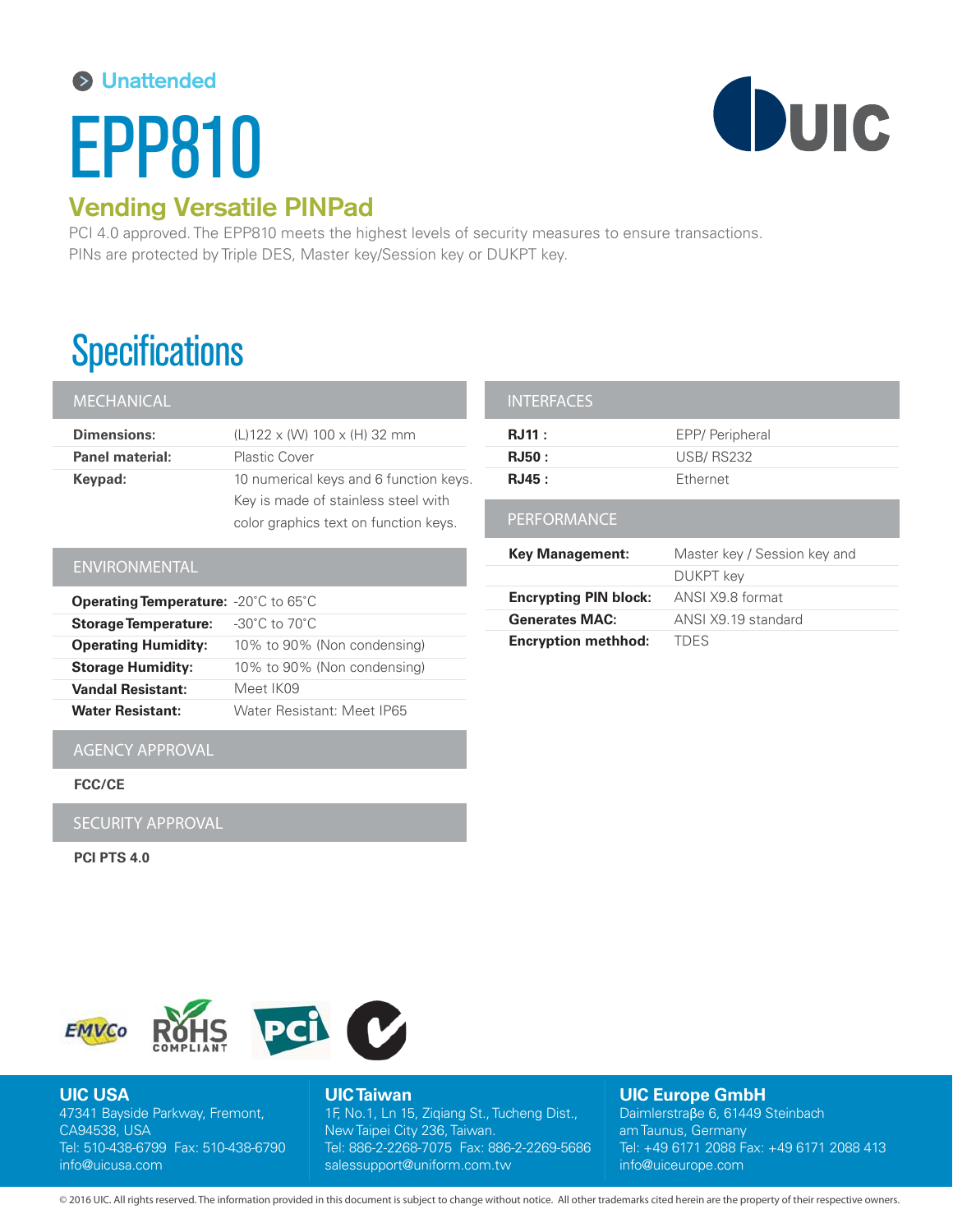Unattended

# EPP810

## Vending Versatile PINPad

PCI 4.0 approved. The EPP810 meets the highest levels of security measures to ensure transactions. PINs are protected by Triple DES, Master key/Session key or DUKPT key.

# Specifications

### MECHANICAL

| | |
|---|---|
| **Dimensions:** | (L)122 x (W) 100 x (H) 32 mm |
| **Panel material:** | Plastic Cover |
| **Keypad:** | 10 numerical keys and 6 function keys. Key is made of stainless steel with color graphics text on function keys. |

### ENVIRONMENTAL

| | |
|---|---|
| **Operating Temperature:** | -20˚C to 65˚C |
| **Storage Temperature:** | -30˚C to 70˚C |
| **Operating Humidity:** | 10% to 90% (Non condensing) |
| **Storage Humidity:** | 10% to 90% (Non condensing) |
| **Vandal Resistant:** | Meet IK09 |
| **Water Resistant:** | Water Resistant: Meet IP65 |

### AGENCY APPROVAL

**FCC/CE**

### SECURITY APPROVAL

**PCI PTS 4.0**

### INTERFACES

| | |
|---|---|
| **RJ11 :** | EPP/ Peripheral |
| **RJ50 :** | USB/ RS232 |
| **RJ45 :** | Ethernet |

### PERFORMANCE

| | |
|---|---|
| **Key Management:** | Master key / Session key and DUKPT key |
| **Encrypting PIN block:** | ANSI X9.8 format |
| **Generates MAC:** | ANSI X9.19 standard |
| **Encryption methhod:** | TDES |

**UIC USA**
47341 Bayside Parkway, Fremont, CA94538, USA
Tel: 510-438-6799 Fax: 510-438-6790
info@uicusa.com

**UIC Taiwan**
1F, No.1, Ln 15, Ziqiang St., Tucheng Dist., New Taipei City 236, Taiwan.
Tel: 886-2-2268-7075 Fax: 886-2-2269-5686
salessupport@uniform.com.tw

**UIC Europe GmbH**
Daimlerstraβe 6, 61449 Steinbach am Taunus, Germany
Tel: +49 6171 2088 Fax: +49 6171 2088 413
info@uiceurope.com

© 2016 UIC. All rights reserved. The information provided in this document is subject to change without notice. All other trademarks cited herein are the property of their respective owners.